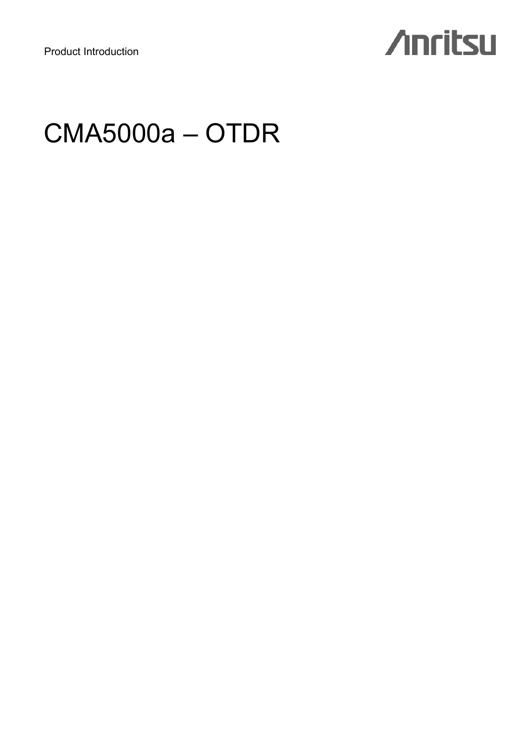Product Introduction

Anritsu

# CMA5000a – OTDR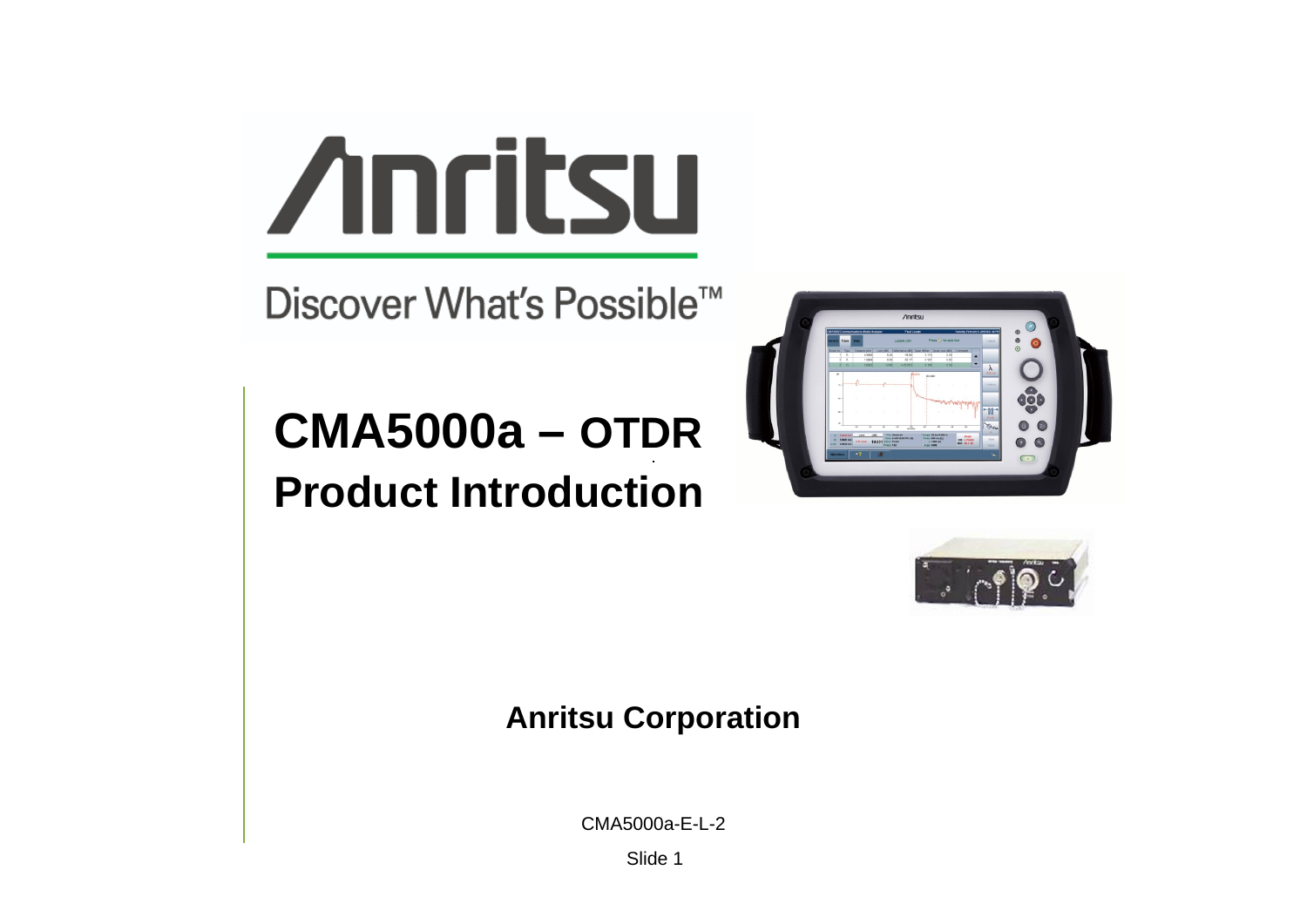Discover What's Possible™

# CMA5000a – OTDR Product Introduction

**Anritsu Corporation**

CMA5000a-E-L-2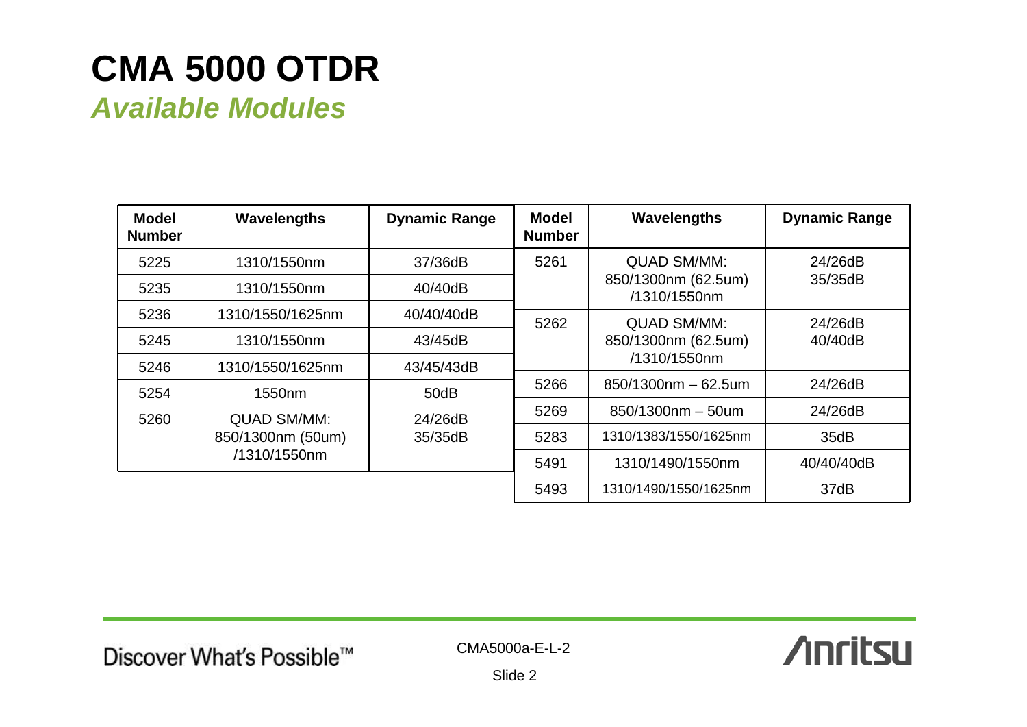# CMA 5000 OTDR

## *Available Modules*

| Model Number | Wavelengths | Dynamic Range |
|---|---|---|
| 5225 | 1310/1550nm | 37/36dB |
| 5235 | 1310/1550nm | 40/40dB |
| 5236 | 1310/1550/1625nm | 40/40/40dB |
| 5245 | 1310/1550nm | 43/45dB |
| 5246 | 1310/1550/1625nm | 43/45/43dB |
| 5254 | 1550nm | 50dB |
| 5260 | QUAD SM/MM: 850/1300nm (50um) /1310/1550nm | 24/26dB 35/35dB |

| Model Number | Wavelengths | Dynamic Range |
|---|---|---|
| 5261 | QUAD SM/MM: 850/1300nm (62.5um) /1310/1550nm | 24/26dB 35/35dB |
| 5262 | QUAD SM/MM: 850/1300nm (62.5um) /1310/1550nm | 24/26dB 40/40dB |
| 5266 | 850/1300nm – 62.5um | 24/26dB |
| 5269 | 850/1300nm – 50um | 24/26dB |
| 5283 | 1310/1383/1550/1625nm | 35dB |
| 5491 | 1310/1490/1550nm | 40/40/40dB |
| 5493 | 1310/1490/1550/1625nm | 37dB |

Discover What's Possible™

CMA5000a-E-L-2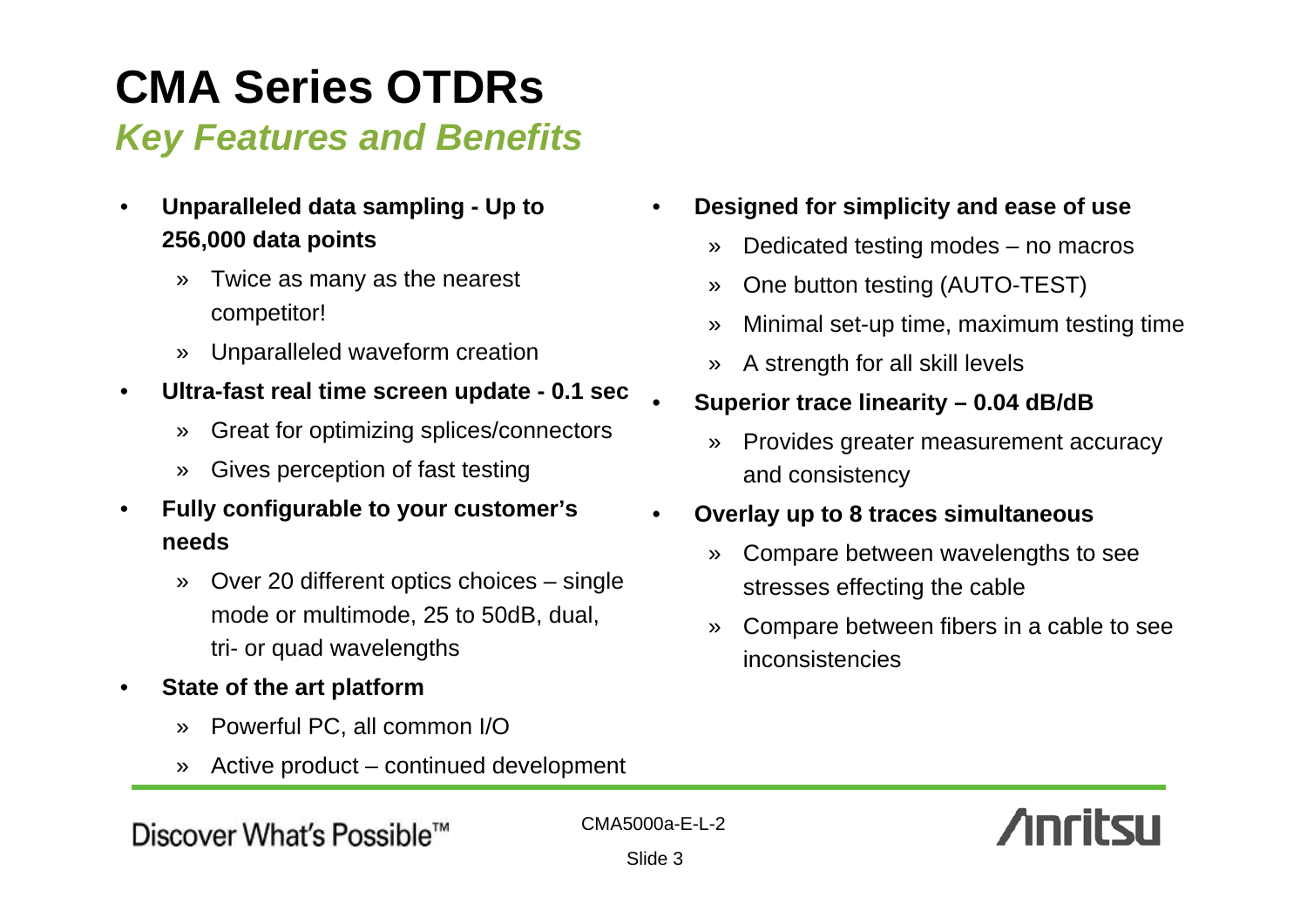# CMA Series OTDRs

## *Key Features and Benefits*

- **Unparalleled data sampling - Up to 256,000 data points**
  - Twice as many as the nearest competitor!
  - Unparalleled waveform creation
- **Ultra-fast real time screen update - 0.1 sec**
  - Great for optimizing splices/connectors
  - Gives perception of fast testing
- **Fully configurable to your customer's needs**
  - Over 20 different optics choices – single mode or multimode, 25 to 50dB, dual, tri- or quad wavelengths
- **State of the art platform**
  - Powerful PC, all common I/O
  - Active product – continued development
- **Designed for simplicity and ease of use**
  - Dedicated testing modes – no macros
  - One button testing (AUTO-TEST)
  - Minimal set-up time, maximum testing time
  - A strength for all skill levels
- **Superior trace linearity – 0.04 dB/dB**
  - Provides greater measurement accuracy and consistency
- **Overlay up to 8 traces simultaneous**
  - Compare between wavelengths to see stresses effecting the cable
  - Compare between fibers in a cable to see inconsistencies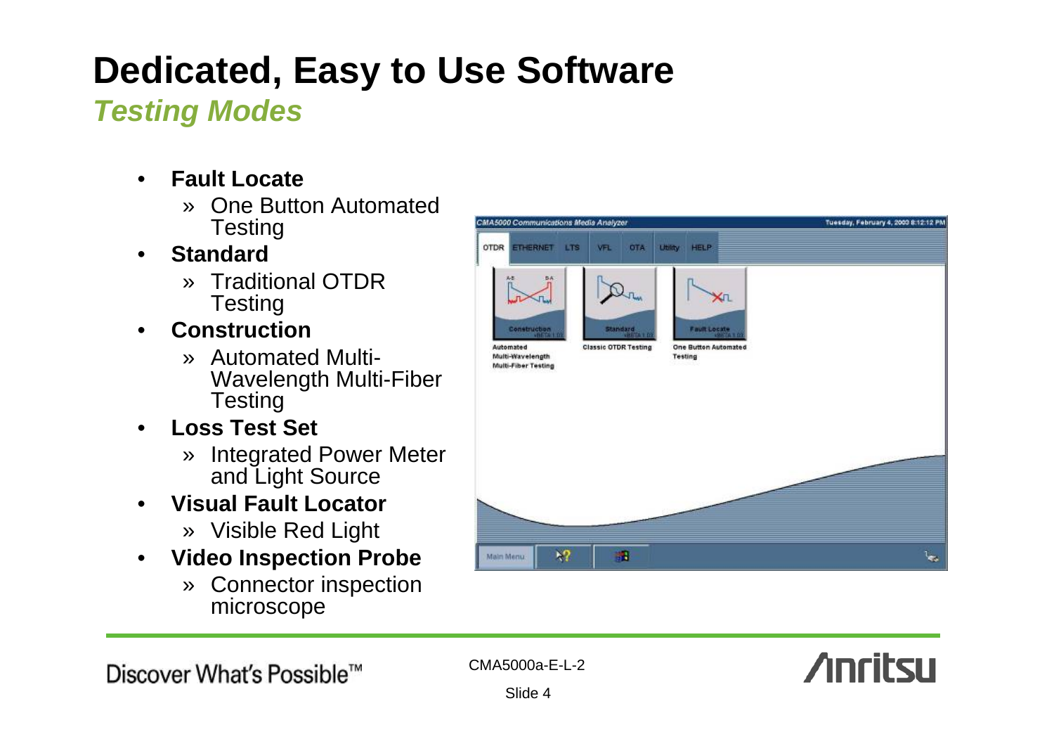# Dedicated, Easy to Use Software

## *Testing Modes*

- **Fault Locate**
  - » One Button Automated Testing
- **Standard**
  - » Traditional OTDR Testing
- **Construction**
  - » Automated Multi-Wavelength Multi-Fiber Testing
- **Loss Test Set**
  - » Integrated Power Meter and Light Source
- **Visual Fault Locator**
  - » Visible Red Light
- **Video Inspection Probe**
  - » Connector inspection microscope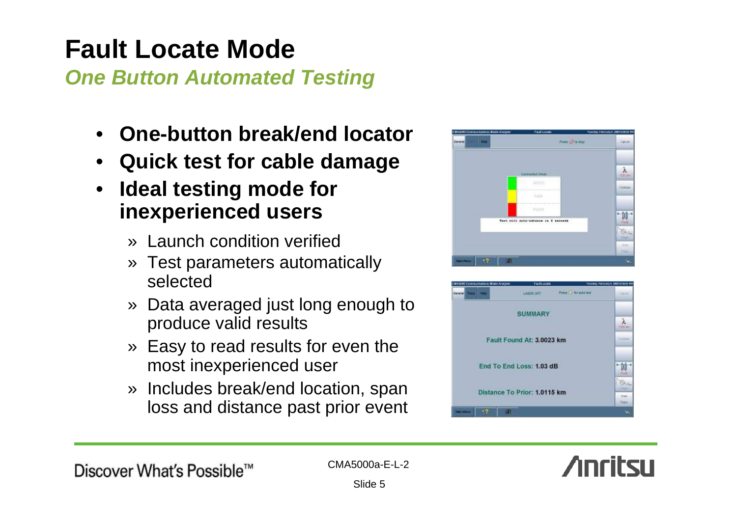# Fault Locate Mode

## *One Button Automated Testing*

- **One-button break/end locator**
- **Quick test for cable damage**
- **Ideal testing mode for inexperienced users**
  - » Launch condition verified
  - » Test parameters automatically selected
  - » Data averaged just long enough to produce valid results
  - » Easy to read results for even the most inexperienced user
  - » Includes break/end location, span loss and distance past prior event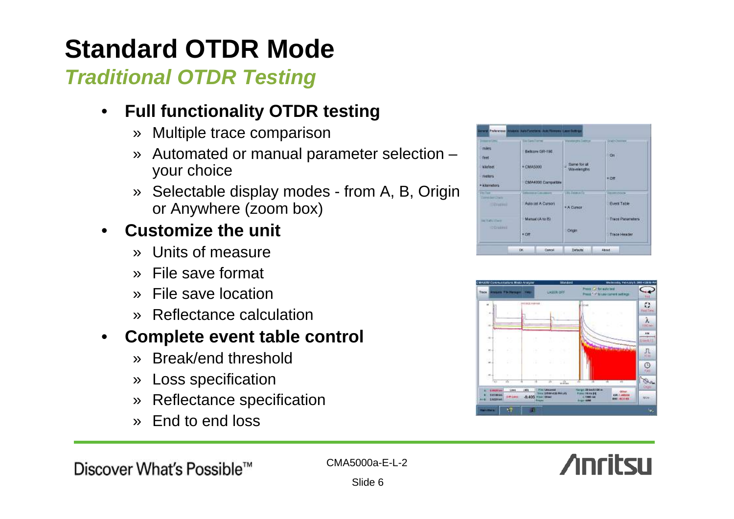# Standard OTDR Mode

## *Traditional OTDR Testing*

- **Full functionality OTDR testing**
  - » Multiple trace comparison
  - » Automated or manual parameter selection – your choice
  - » Selectable display modes - from A, B, Origin or Anywhere (zoom box)
- **Customize the unit**
  - » Units of measure
  - » File save format
  - » File save location
  - » Reflectance calculation
- **Complete event table control**
  - » Break/end threshold
  - » Loss specification
  - » Reflectance specification
  - » End to end loss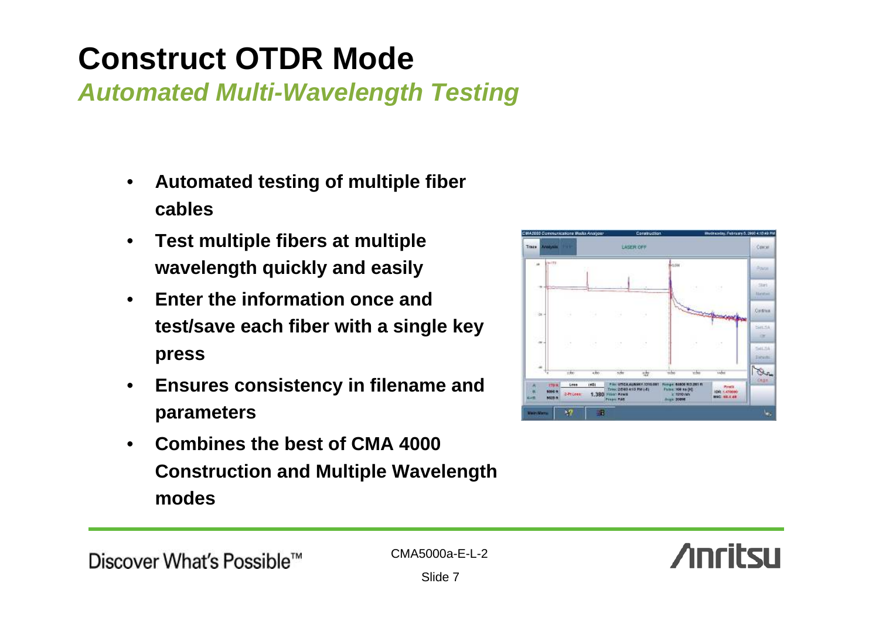# Construct OTDR Mode

## *Automated Multi-Wavelength Testing*

- **Automated testing of multiple fiber cables**
- **Test multiple fibers at multiple wavelength quickly and easily**
- **Enter the information once and test/save each fiber with a single key press**
- **Ensures consistency in filename and parameters**
- **Combines the best of CMA 4000 Construction and Multiple Wavelength modes**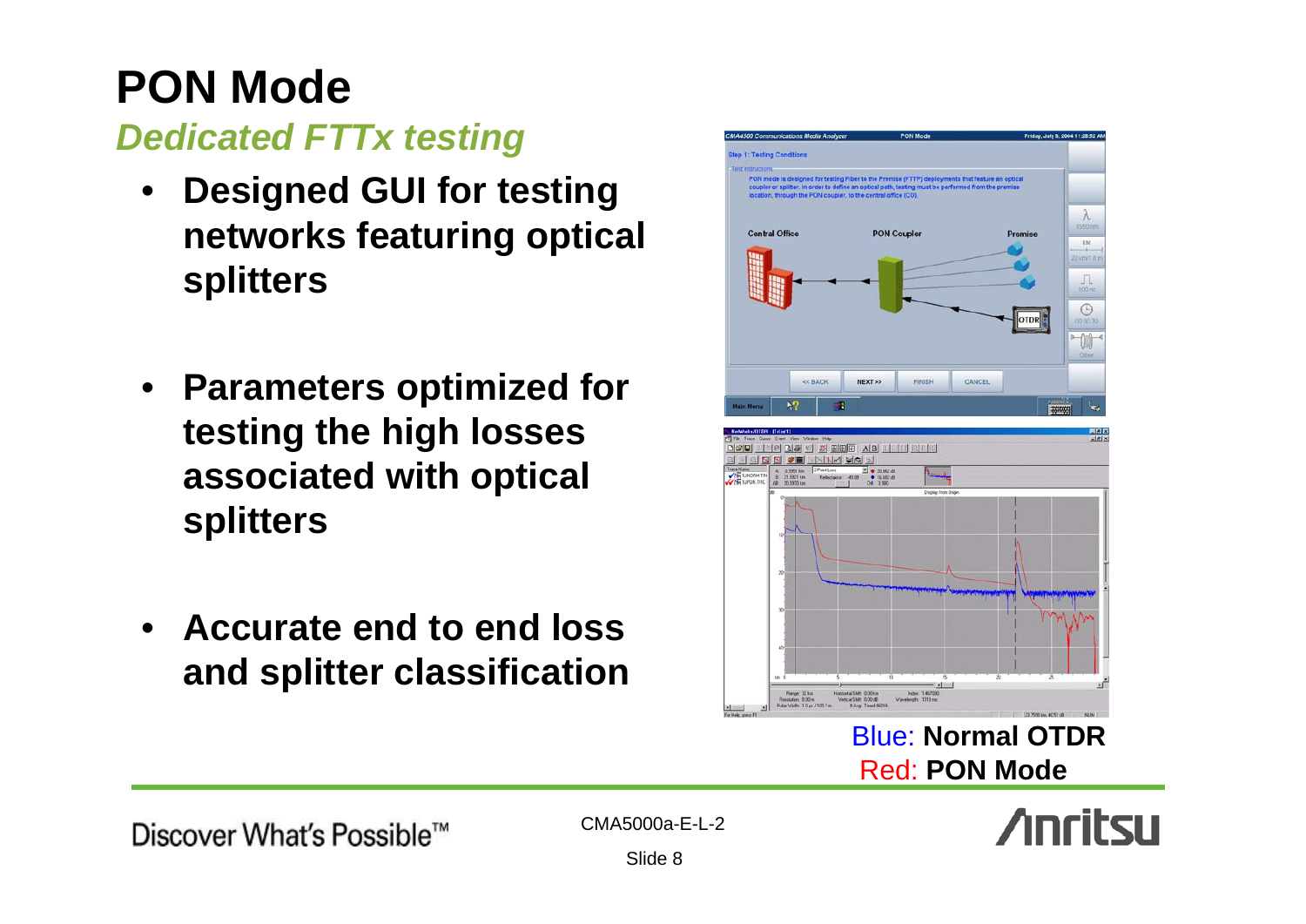# PON Mode

## *Dedicated FTTx testing*

- **Designed GUI for testing networks featuring optical splitters**
- **Parameters optimized for testing the high losses associated with optical splitters**
- **Accurate end to end loss and splitter classification**

Blue: **Normal OTDR**
Red: **PON Mode**

CMA5000a-E-L-2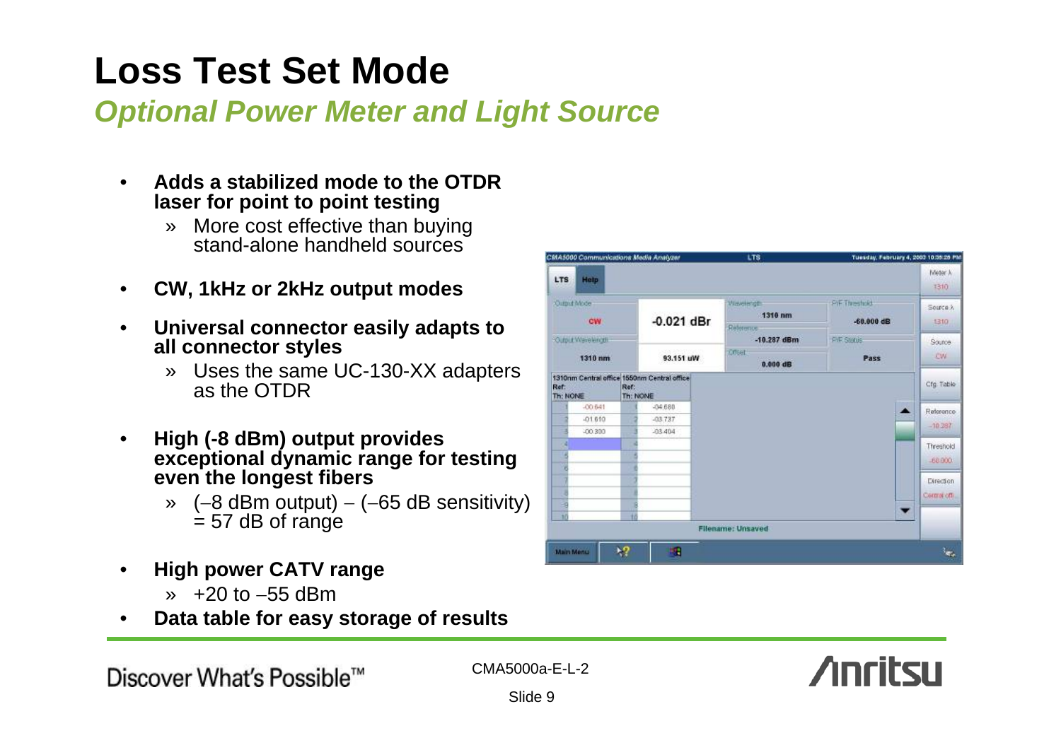# Loss Test Set Mode

## *Optional Power Meter and Light Source*

- **Adds a stabilized mode to the OTDR laser for point to point testing**
  - » More cost effective than buying stand-alone handheld sources
- **CW, 1kHz or 2kHz output modes**
- **Universal connector easily adapts to all connector styles**
  - » Uses the same UC-130-XX adapters as the OTDR
- **High (-8 dBm) output provides exceptional dynamic range for testing even the longest fibers**
  - » (–8 dBm output) – (–65 dB sensitivity) = 57 dB of range
- **High power CATV range**
  - » +20 to –55 dBm
- **Data table for easy storage of results**

Discover What's Possible™

CMA5000a-E-L-2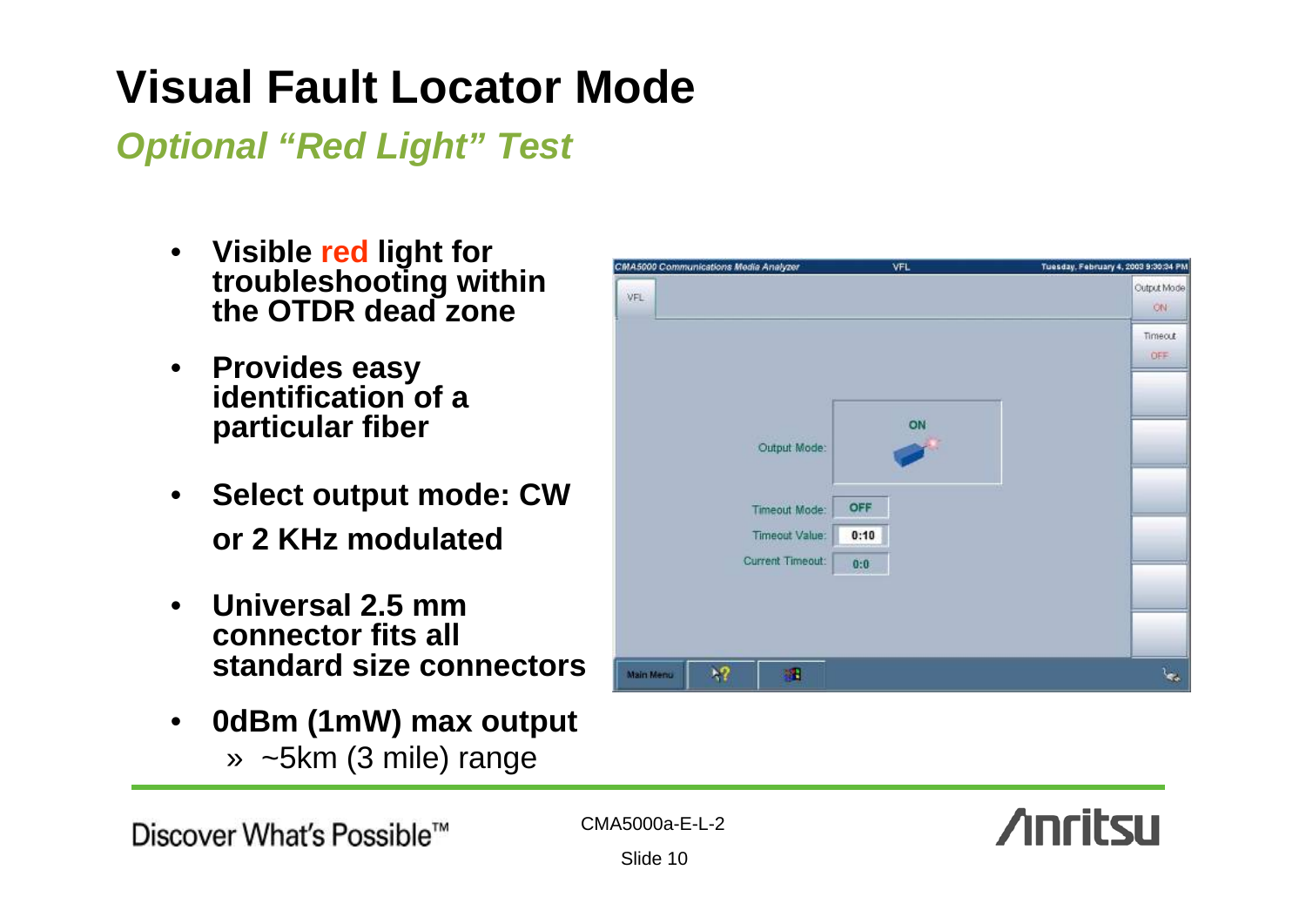# Visual Fault Locator Mode

## *Optional "Red Light" Test*

- **Visible red light for troubleshooting within the OTDR dead zone**
- **Provides easy identification of a particular fiber**
- **Select output mode: CW or 2 KHz modulated**
- **Universal 2.5 mm connector fits all standard size connectors**
- **0dBm (1mW) max output**
  - » ~5km (3 mile) range

Discover What's Possible™

CMA5000a-E-L-2

Slide 10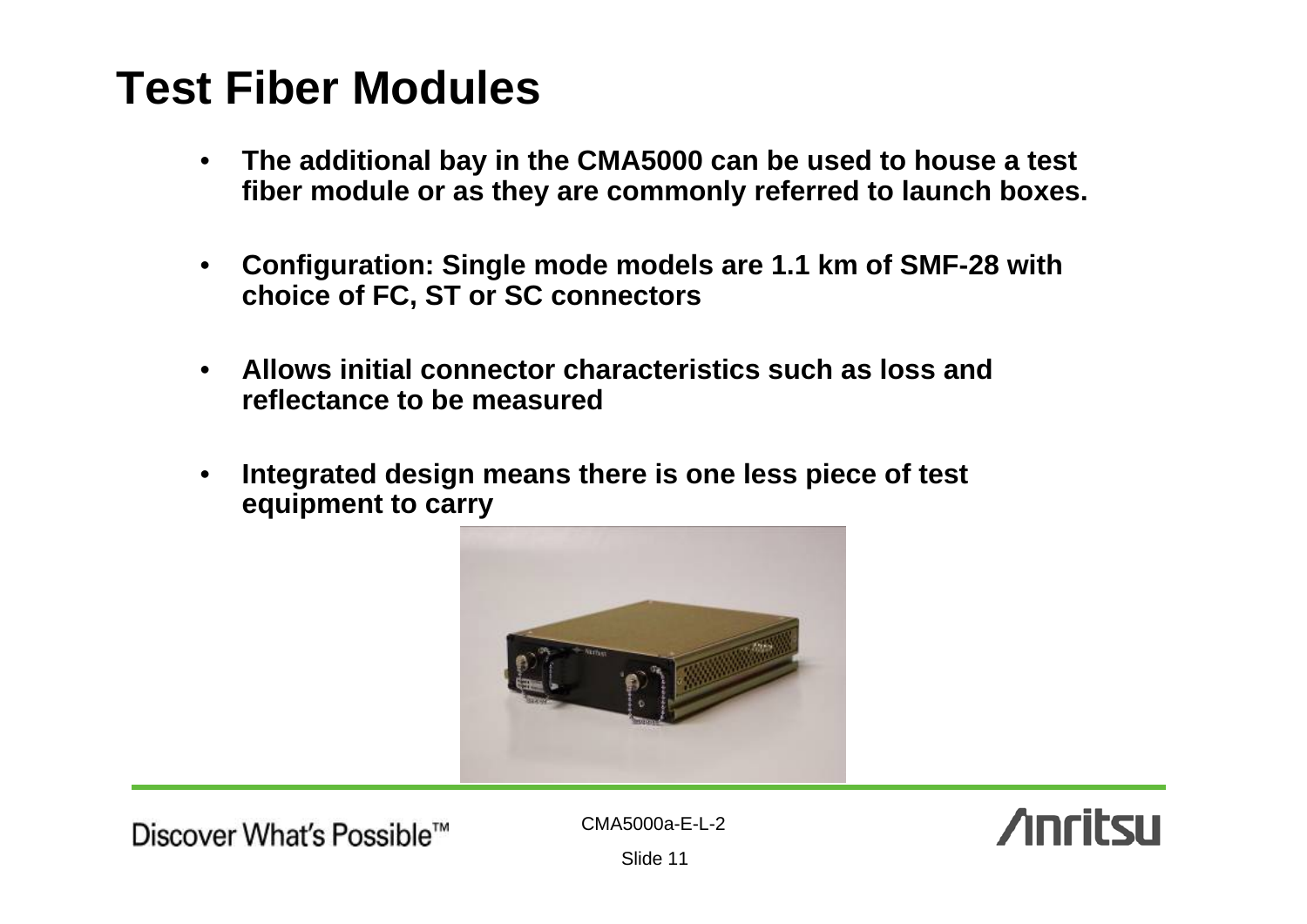# Test Fiber Modules

- **The additional bay in the CMA5000 can be used to house a test fiber module or as they are commonly referred to launch boxes.**
- **Configuration: Single mode models are 1.1 km of SMF-28 with choice of FC, ST or SC connectors**
- **Allows initial connector characteristics such as loss and reflectance to be measured**
- **Integrated design means there is one less piece of test equipment to carry**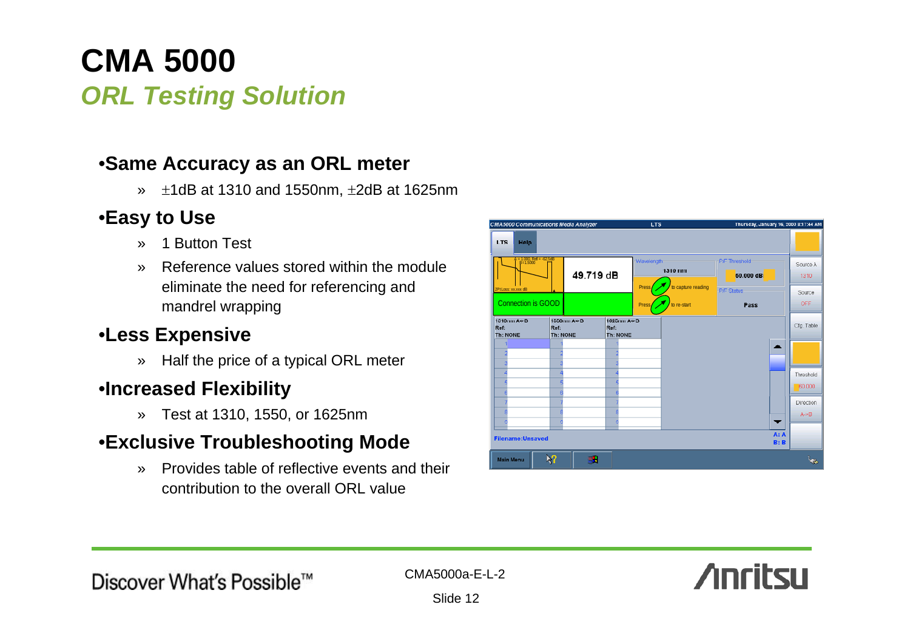# CMA 5000

## *ORL Testing Solution*

- **Same Accuracy as an ORL meter**
  - ±1dB at 1310 and 1550nm, ±2dB at 1625nm
- **Easy to Use**
  - 1 Button Test
  - Reference values stored within the module eliminate the need for referencing and mandrel wrapping
- **Less Expensive**
  - Half the price of a typical ORL meter
- **Increased Flexibility**
  - Test at 1310, 1550, or 1625nm
- **Exclusive Troubleshooting Mode**
  - Provides table of reflective events and their contribution to the overall ORL value

CMA5000a-E-L-2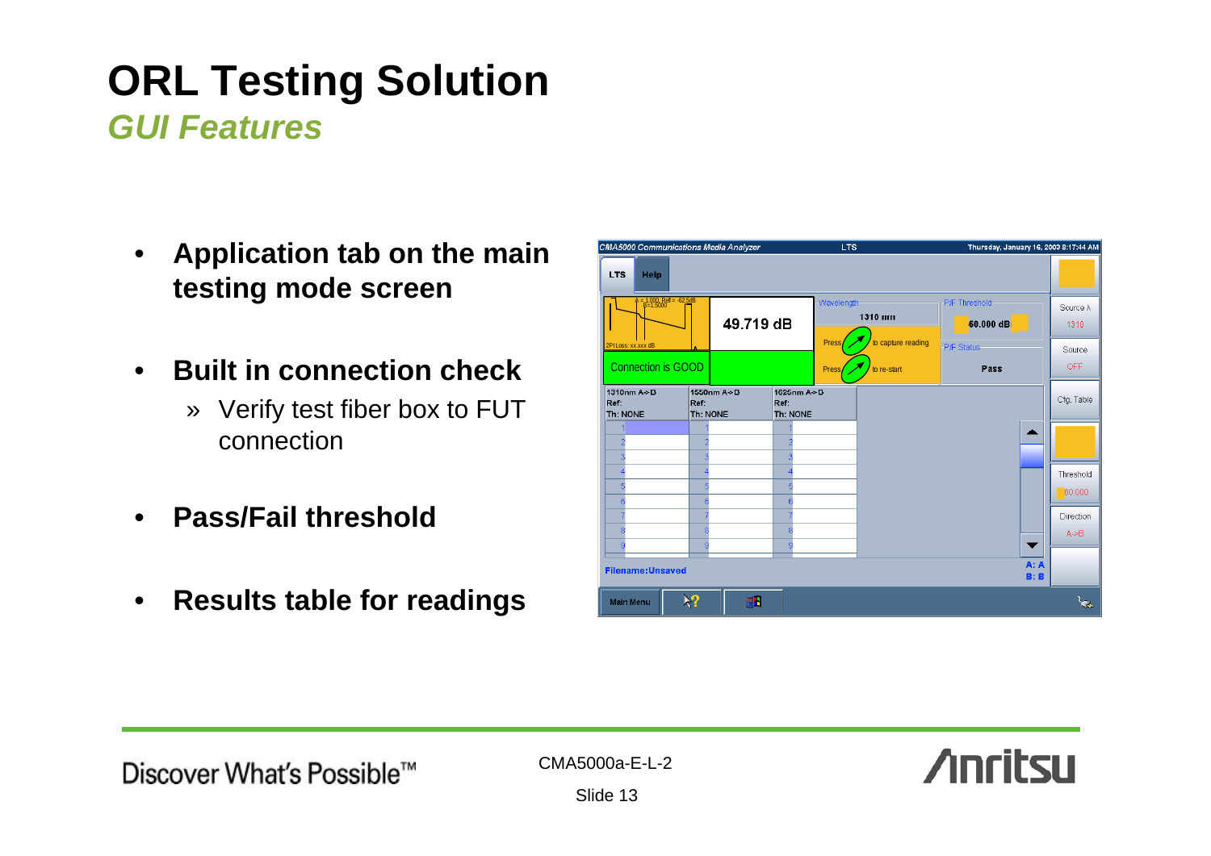# ORL Testing Solution

## *GUI Features*

- **Application tab on the main testing mode screen**
- **Built in connection check**
  - » Verify test fiber box to FUT connection
- **Pass/Fail threshold**
- **Results table for readings**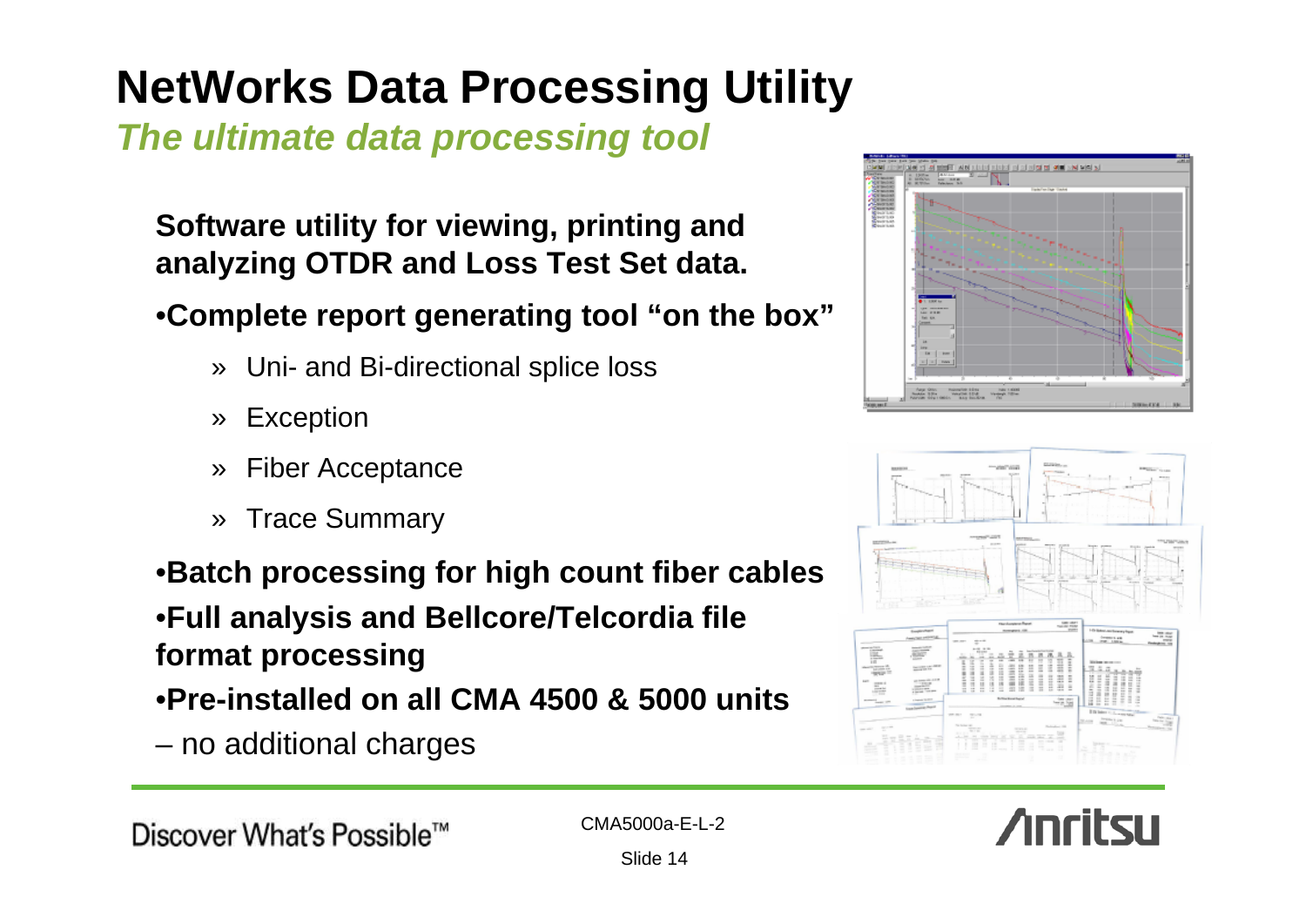# NetWorks Data Processing Utility

## *The ultimate data processing tool*

**Software utility for viewing, printing and analyzing OTDR and Loss Test Set data.**

- **Complete report generating tool "on the box"**
  - » Uni- and Bi-directional splice loss
  - » Exception
  - » Fiber Acceptance
  - » Trace Summary
- **Batch processing for high count fiber cables**
- **Full analysis and Bellcore/Telcordia file format processing**
- **Pre-installed on all CMA 4500 & 5000 units**

– no additional charges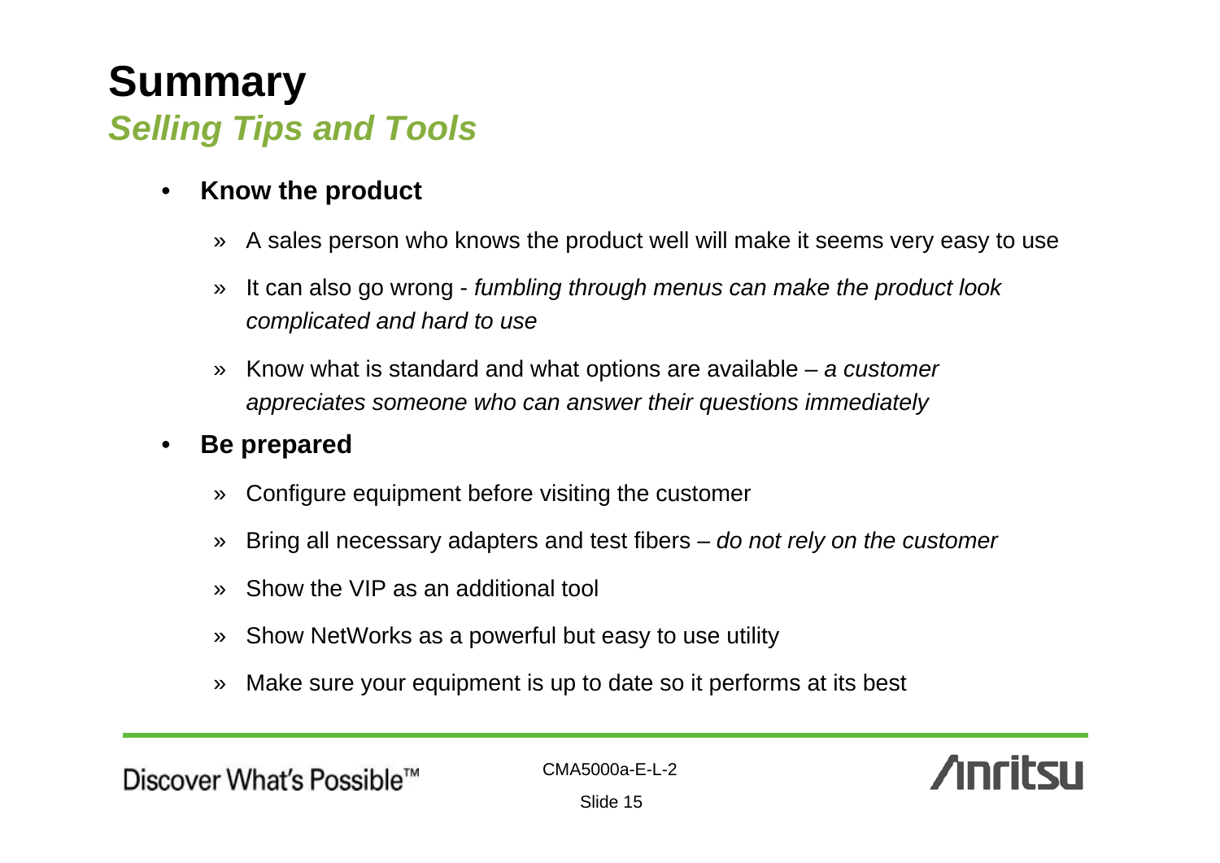# Summary

## *Selling Tips and Tools*

- **Know the product**
  - A sales person who knows the product well will make it seems very easy to use
  - It can also go wrong - *fumbling through menus can make the product look complicated and hard to use*
  - Know what is standard and what options are available – *a customer appreciates someone who can answer their questions immediately*
- **Be prepared**
  - Configure equipment before visiting the customer
  - Bring all necessary adapters and test fibers – *do not rely on the customer*
  - Show the VIP as an additional tool
  - Show NetWorks as a powerful but easy to use utility
  - Make sure your equipment is up to date so it performs at its best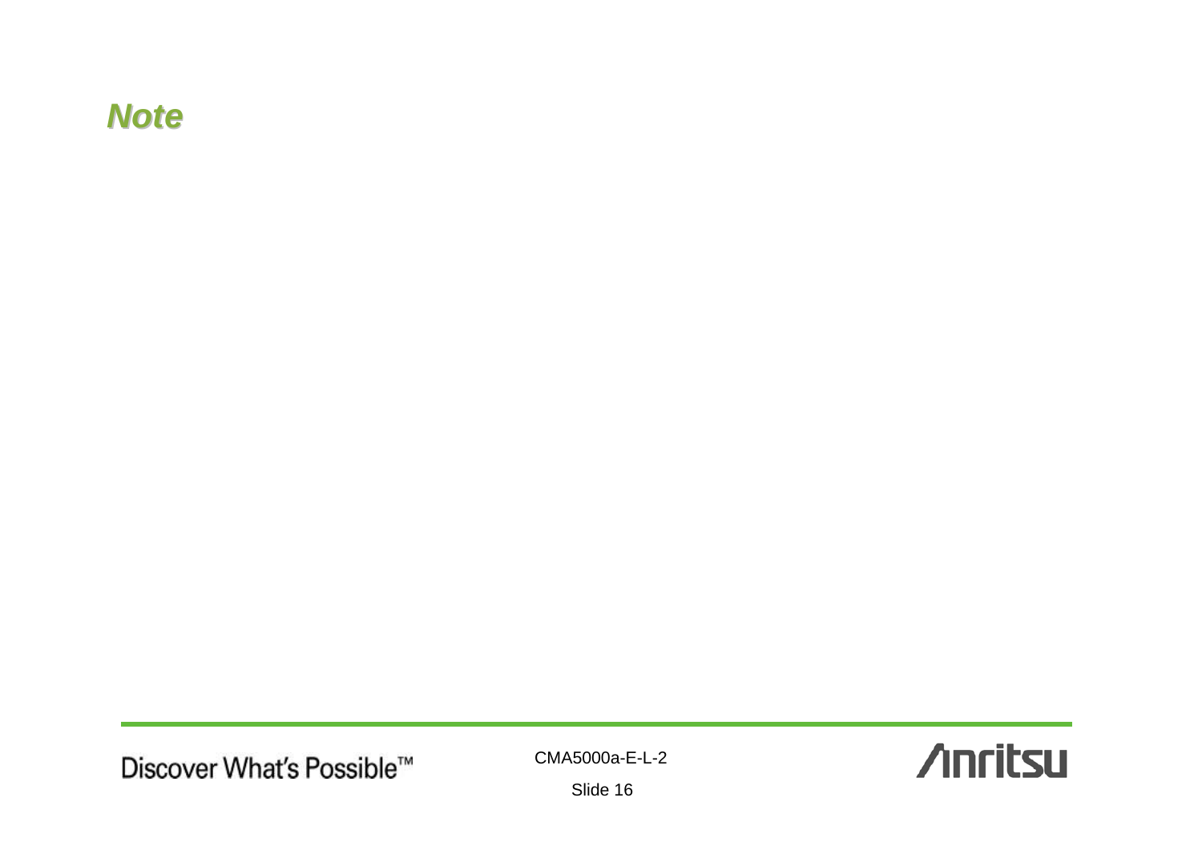## *Note*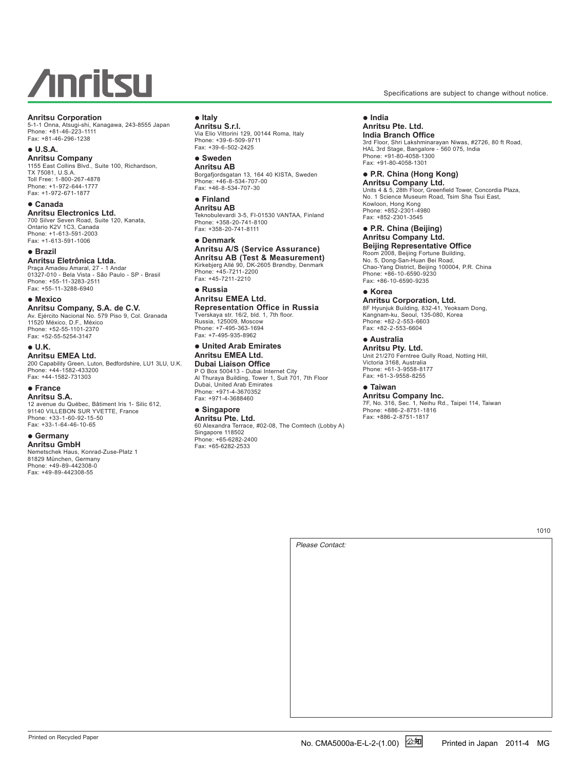Anritsu

Specifications are subject to change without notice.

**Anritsu Corporation**
5-1-1 Onna, Atsugi-shi, Kanagawa, 243-8555 Japan
Phone: +81-46-223-1111
Fax: +81-46-296-1238

● **U.S.A.**
**Anritsu Company**
1155 East Collins Blvd., Suite 100, Richardson, TX 75081, U.S.A.
Toll Free: 1-800-267-4878
Phone: +1-972-644-1777
Fax: +1-972-671-1877

● **Canada**
**Anritsu Electronics Ltd.**
700 Silver Seven Road, Suite 120, Kanata, Ontario K2V 1C3, Canada
Phone: +1-613-591-2003
Fax: +1-613-591-1006

● **Brazil**
**Anritsu Eletrônica Ltda.**
Praça Amadeu Amaral, 27 - 1 Andar
01327-010 - Bela Vista - São Paulo - SP - Brasil
Phone: +55-11-3283-2511
Fax: +55-11-3288-6940

● **Mexico**
**Anritsu Company, S.A. de C.V.**
Av. Ejército Nacional No. 579 Piso 9, Col. Granada
11520 México, D.F., México
Phone: +52-55-1101-2370
Fax: +52-55-5254-3147

● **U.K.**
**Anritsu EMEA Ltd.**
200 Capability Green, Luton, Bedfordshire, LU1 3LU, U.K.
Phone: +44-1582-433200
Fax: +44-1582-731303

● **France**
**Anritsu S.A.**
12 avenue du Québec, Bâtiment Iris 1- Silic 612,
91140 VILLEBON SUR YVETTE, France
Phone: +33-1-60-92-15-50
Fax: +33-1-64-46-10-65

● **Germany**
**Anritsu GmbH**
Nemetschek Haus, Konrad-Zuse-Platz 1
81829 München, Germany
Phone: +49-89-442308-0
Fax: +49-89-442308-55

● **Italy**
**Anritsu S.r.l.**
Via Elio Vittorini 129, 00144 Roma, Italy
Phone: +39-6-509-9711
Fax: +39-6-502-2425

● **Sweden**
**Anritsu AB**
Borgafjordsgatan 13, 164 40 KISTA, Sweden
Phone: +46-8-534-707-00
Fax: +46-8-534-707-30

● **Finland**
**Anritsu AB**
Teknobulevardi 3-5, FI-01530 VANTAA, Finland
Phone: +358-20-741-8100
Fax: +358-20-741-8111

● **Denmark**
**Anritsu A/S (Service Assurance)**
**Anritsu AB (Test & Measurement)**
Kirkebjerg Allé 90, DK-2605 Brøndby, Denmark
Phone: +45-7211-2200
Fax: +45-7211-2210

● **Russia**
**Anritsu EMEA Ltd.**
**Representation Office in Russia**
Tverskaya str. 16/2, bld. 1, 7th floor.
Russia, 125009, Moscow
Phone: +7-495-363-1694
Fax: +7-495-935-8962

● **United Arab Emirates**
**Anritsu EMEA Ltd.**
**Dubai Liaison Office**
P O Box 500413 - Dubai Internet City
Al Thuraya Building, Tower 1, Suit 701, 7th Floor
Dubai, United Arab Emirates
Phone: +971-4-3670352
Fax: +971-4-3688460

● **Singapore**
**Anritsu Pte. Ltd.**
60 Alexandra Terrace, #02-08, The Comtech (Lobby A)
Singapore 118502
Phone: +65-6282-2400
Fax: +65-6282-2533

● **India**
**Anritsu Pte. Ltd.**
**India Branch Office**
3rd Floor, Shri Lakshminarayan Niwas, #2726, 80 ft Road, HAL 3rd Stage, Bangalore - 560 075, India
Phone: +91-80-4058-1300
Fax: +91-80-4058-1301

● **P.R. China (Hong Kong)**
**Anritsu Company Ltd.**
Units 4 & 5, 28th Floor, Greenfield Tower, Concordia Plaza,
No. 1 Science Museum Road, Tsim Sha Tsui East,
Kowloon, Hong Kong
Phone: +852-2301-4980
Fax: +852-2301-3545

● **P.R. China (Beijing)**
**Anritsu Company Ltd.**
**Beijing Representative Office**
Room 2008, Beijing Fortune Building,
No. 5, Dong-San-Huan Bei Road,
Chao-Yang District, Beijing 100004, P.R. China
Phone: +86-10-6590-9230
Fax: +86-10-6590-9235

● **Korea**
**Anritsu Corporation, Ltd.**
8F Hyunjuk Building, 832-41, Yeoksam Dong,
Kangnam-ku, Seoul, 135-080, Korea
Phone: +82-2-553-6603
Fax: +82-2-553-6604

● **Australia**
**Anritsu Pty. Ltd.**
Unit 21/270 Ferntree Gully Road, Notting Hill,
Victoria 3168, Australia
Phone: +61-3-9558-8177
Fax: +61-3-9558-8255

● **Taiwan**
**Anritsu Company Inc.**
7F, No. 316, Sec. 1, Neihu Rd., Taipei 114, Taiwan
Phone: +886-2-8751-1816
Fax: +886-2-8751-1817

1010

*Please Contact:*

Printed on Recycled Paper

No. CMA5000a-E-L-2-(1.00) 公知 Printed in Japan 2011-4 MG